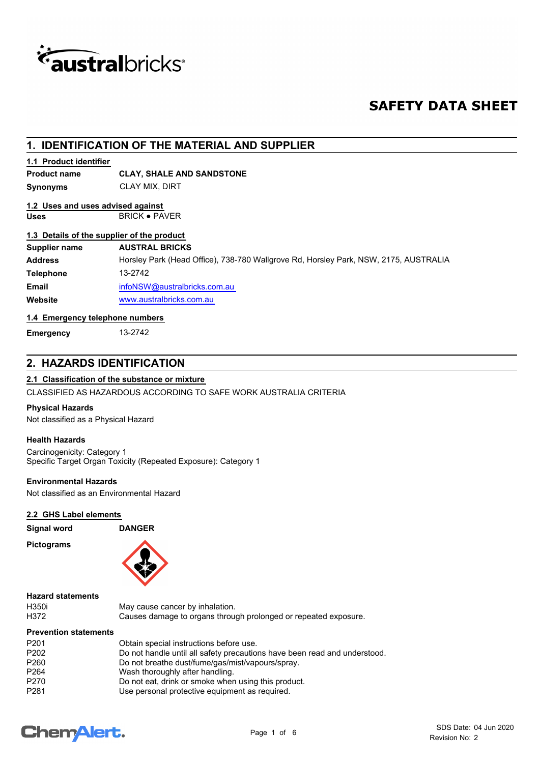# SAFETY DATA SHEET

## 1. IDENTIFICATION OF THE MATERIAL AND SUPPLIER

### 1.1 Product identifier

| | |
|---|---|
| **Product name** | **CLAY, SHALE AND SANDSTONE** |
| **Synonyms** | CLAY MIX, DIRT |

### 1.2 Uses and uses advised against

| | |
|---|---|
| **Uses** | BRICK ● PAVER |

### 1.3 Details of the supplier of the product

| | |
|---|---|
| **Supplier name** | **AUSTRAL BRICKS** |
| **Address** | Horsley Park (Head Office), 738-780 Wallgrove Rd, Horsley Park, NSW, 2175, AUSTRALIA |
| **Telephone** | 13-2742 |
| **Email** | infoNSW@australbricks.com.au |
| **Website** | www.australbricks.com.au |

### 1.4 Emergency telephone numbers

| | |
|---|---|
| **Emergency** | 13-2742 |

## 2. HAZARDS IDENTIFICATION

### 2.1 Classification of the substance or mixture

CLASSIFIED AS HAZARDOUS ACCORDING TO SAFE WORK AUSTRALIA CRITERIA

**Physical Hazards**

Not classified as a Physical Hazard

**Health Hazards**

Carcinogenicity: Category 1
Specific Target Organ Toxicity (Repeated Exposure): Category 1

**Environmental Hazards**

Not classified as an Environmental Hazard

### 2.2 GHS Label elements

| | |
|---|---|
| **Signal word** | **DANGER** |

**Pictograms**

**Hazard statements**

| | |
|---|---|
| H350i | May cause cancer by inhalation. |
| H372 | Causes damage to organs through prolonged or repeated exposure. |

**Prevention statements**

| | |
|---|---|
| P201 | Obtain special instructions before use. |
| P202 | Do not handle until all safety precautions have been read and understood. |
| P260 | Do not breathe dust/fume/gas/mist/vapours/spray. |
| P264 | Wash thoroughly after handling. |
| P270 | Do not eat, drink or smoke when using this product. |
| P281 | Use personal protective equipment as required. |

SDS Date: 04 Jun 2020
Revision No: 2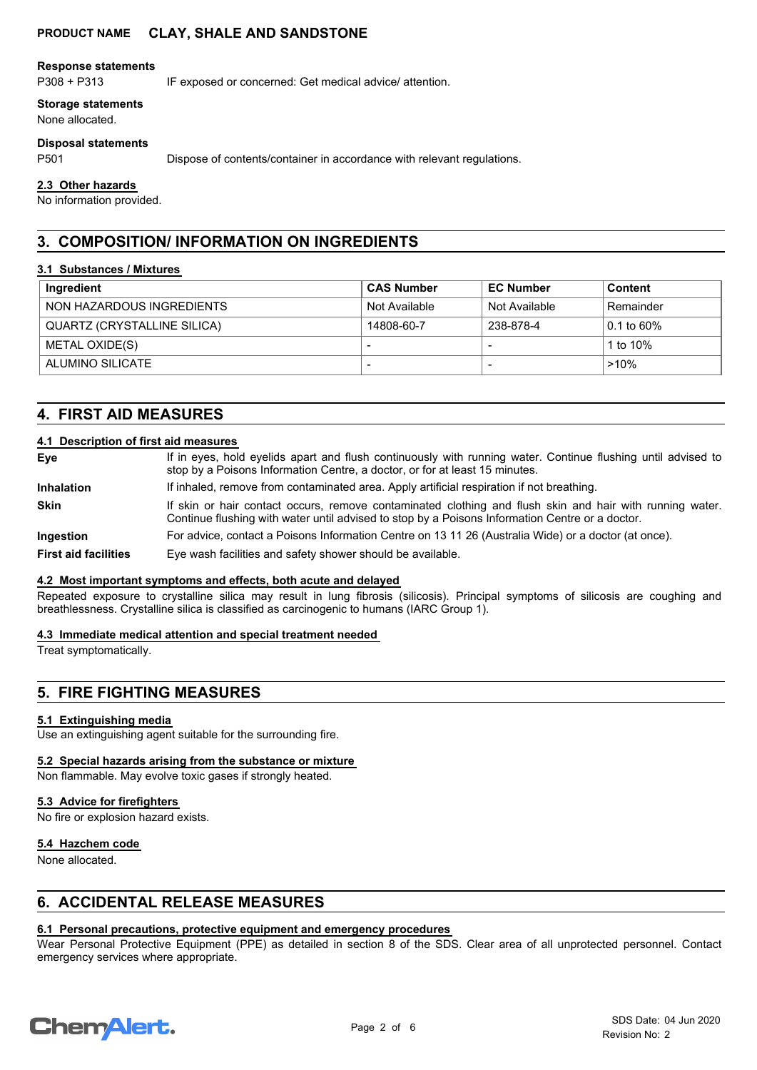**Response statements**

P308 + P313 IF exposed or concerned: Get medical advice/ attention.

**Storage statements**

None allocated.

**Disposal statements**

P501 Dispose of contents/container in accordance with relevant regulations.

### 2.3 Other hazards

No information provided.

## 3. COMPOSITION/ INFORMATION ON INGREDIENTS

### 3.1 Substances / Mixtures

| Ingredient | CAS Number | EC Number | Content |
|---|---|---|---|
| NON HAZARDOUS INGREDIENTS | Not Available | Not Available | Remainder |
| QUARTZ (CRYSTALLINE SILICA) | 14808-60-7 | 238-878-4 | 0.1 to 60% |
| METAL OXIDE(S) | - | - | 1 to 10% |
| ALUMINO SILICATE | - | - | >10% |

## 4. FIRST AID MEASURES

### 4.1 Description of first aid measures

**Eye** If in eyes, hold eyelids apart and flush continuously with running water. Continue flushing until advised to stop by a Poisons Information Centre, a doctor, or for at least 15 minutes.

**Inhalation** If inhaled, remove from contaminated area. Apply artificial respiration if not breathing.

**Skin** If skin or hair contact occurs, remove contaminated clothing and flush skin and hair with running water. Continue flushing with water until advised to stop by a Poisons Information Centre or a doctor.

**Ingestion** For advice, contact a Poisons Information Centre on 13 11 26 (Australia Wide) or a doctor (at once).

**First aid facilities** Eye wash facilities and safety shower should be available.

### 4.2 Most important symptoms and effects, both acute and delayed

Repeated exposure to crystalline silica may result in lung fibrosis (silicosis). Principal symptoms of silicosis are coughing and breathlessness. Crystalline silica is classified as carcinogenic to humans (IARC Group 1).

### 4.3 Immediate medical attention and special treatment needed

Treat symptomatically.

## 5. FIRE FIGHTING MEASURES

### 5.1 Extinguishing media

Use an extinguishing agent suitable for the surrounding fire.

### 5.2 Special hazards arising from the substance or mixture

Non flammable. May evolve toxic gases if strongly heated.

### 5.3 Advice for firefighters

No fire or explosion hazard exists.

### 5.4 Hazchem code

None allocated.

## 6. ACCIDENTAL RELEASE MEASURES

### 6.1 Personal precautions, protective equipment and emergency procedures

Wear Personal Protective Equipment (PPE) as detailed in section 8 of the SDS. Clear area of all unprotected personnel. Contact emergency services where appropriate.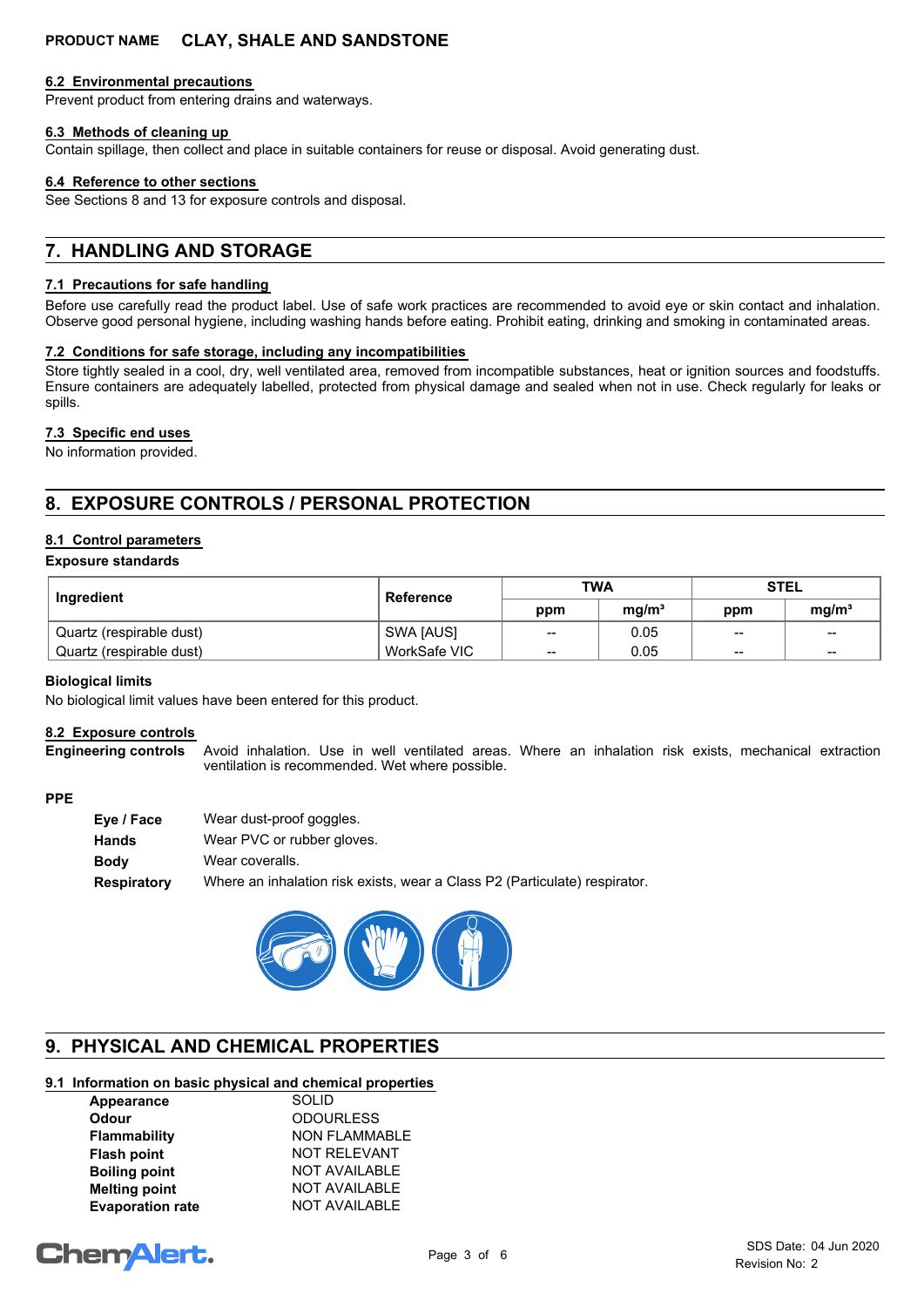### 6.2 Environmental precautions

Prevent product from entering drains and waterways.

### 6.3 Methods of cleaning up

Contain spillage, then collect and place in suitable containers for reuse or disposal. Avoid generating dust.

### 6.4 Reference to other sections

See Sections 8 and 13 for exposure controls and disposal.

## 7. HANDLING AND STORAGE

### 7.1 Precautions for safe handling

Before use carefully read the product label. Use of safe work practices are recommended to avoid eye or skin contact and inhalation. Observe good personal hygiene, including washing hands before eating. Prohibit eating, drinking and smoking in contaminated areas.

### 7.2 Conditions for safe storage, including any incompatibilities

Store tightly sealed in a cool, dry, well ventilated area, removed from incompatible substances, heat or ignition sources and foodstuffs. Ensure containers are adequately labelled, protected from physical damage and sealed when not in use. Check regularly for leaks or spills.

### 7.3 Specific end uses

No information provided.

## 8. EXPOSURE CONTROLS / PERSONAL PROTECTION

### 8.1 Control parameters

**Exposure standards**

| Ingredient | Reference | TWA | | STEL | |
|---|---|---|---|---|---|
| | | ppm | $mg/m^3$ | ppm | $mg/m^3$ |
| Quartz (respirable dust) | SWA [AUS] | -- | 0.05 | -- | -- |
| Quartz (respirable dust) | WorkSafe VIC | -- | 0.05 | -- | -- |

**Biological limits**

No biological limit values have been entered for this product.

### 8.2 Exposure controls

**Engineering controls** Avoid inhalation. Use in well ventilated areas. Where an inhalation risk exists, mechanical extraction ventilation is recommended. Wet where possible.

**PPE**

- **Eye / Face** Wear dust-proof goggles.
- **Hands** Wear PVC or rubber gloves.
- **Body** Wear coveralls.
- **Respiratory** Where an inhalation risk exists, wear a Class P2 (Particulate) respirator.

## 9. PHYSICAL AND CHEMICAL PROPERTIES

### 9.1 Information on basic physical and chemical properties

| | |
|---|---|
| **Appearance** | SOLID |
| **Odour** | ODOURLESS |
| **Flammability** | NON FLAMMABLE |
| **Flash point** | NOT RELEVANT |
| **Boiling point** | NOT AVAILABLE |
| **Melting point** | NOT AVAILABLE |
| **Evaporation rate** | NOT AVAILABLE |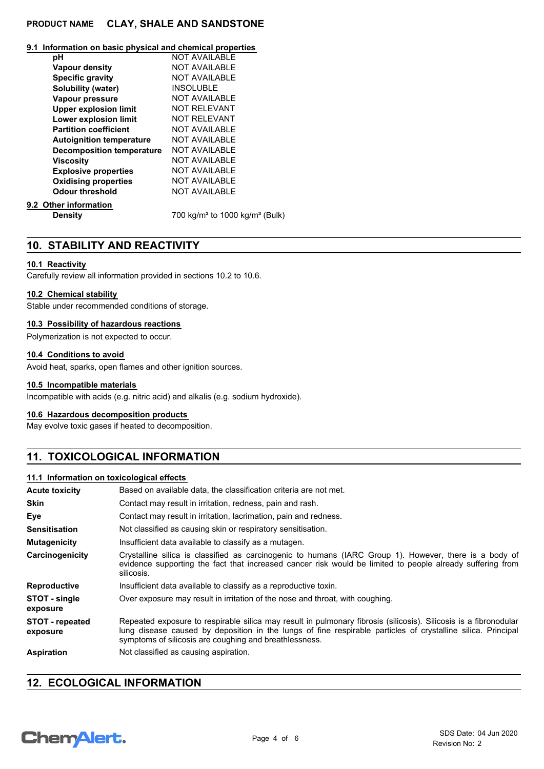### 9.1 Information on basic physical and chemical properties

| | |
|---|---|
| **pH** | NOT AVAILABLE |
| **Vapour density** | NOT AVAILABLE |
| **Specific gravity** | NOT AVAILABLE |
| **Solubility (water)** | INSOLUBLE |
| **Vapour pressure** | NOT AVAILABLE |
| **Upper explosion limit** | NOT RELEVANT |
| **Lower explosion limit** | NOT RELEVANT |
| **Partition coefficient** | NOT AVAILABLE |
| **Autoignition temperature** | NOT AVAILABLE |
| **Decomposition temperature** | NOT AVAILABLE |
| **Viscosity** | NOT AVAILABLE |
| **Explosive properties** | NOT AVAILABLE |
| **Oxidising properties** | NOT AVAILABLE |
| **Odour threshold** | NOT AVAILABLE |

### 9.2 Other information

| | |
|---|---|
| **Density** | 700 kg/m³ to 1000 kg/m³ (Bulk) |

## 10. STABILITY AND REACTIVITY

### 10.1 Reactivity

Carefully review all information provided in sections 10.2 to 10.6.

### 10.2 Chemical stability

Stable under recommended conditions of storage.

### 10.3 Possibility of hazardous reactions

Polymerization is not expected to occur.

### 10.4 Conditions to avoid

Avoid heat, sparks, open flames and other ignition sources.

### 10.5 Incompatible materials

Incompatible with acids (e.g. nitric acid) and alkalis (e.g. sodium hydroxide).

### 10.6 Hazardous decomposition products

May evolve toxic gases if heated to decomposition.

## 11. TOXICOLOGICAL INFORMATION

### 11.1 Information on toxicological effects

| | |
|---|---|
| **Acute toxicity** | Based on available data, the classification criteria are not met. |
| **Skin** | Contact may result in irritation, redness, pain and rash. |
| **Eye** | Contact may result in irritation, lacrimation, pain and redness. |
| **Sensitisation** | Not classified as causing skin or respiratory sensitisation. |
| **Mutagenicity** | Insufficient data available to classify as a mutagen. |
| **Carcinogenicity** | Crystalline silica is classified as carcinogenic to humans (IARC Group 1). However, there is a body of evidence supporting the fact that increased cancer risk would be limited to people already suffering from silicosis. |
| **Reproductive** | Insufficient data available to classify as a reproductive toxin. |
| **STOT - single exposure** | Over exposure may result in irritation of the nose and throat, with coughing. |
| **STOT - repeated exposure** | Repeated exposure to respirable silica may result in pulmonary fibrosis (silicosis). Silicosis is a fibronodular lung disease caused by deposition in the lungs of fine respirable particles of crystalline silica. Principal symptoms of silicosis are coughing and breathlessness. |
| **Aspiration** | Not classified as causing aspiration. |

## 12. ECOLOGICAL INFORMATION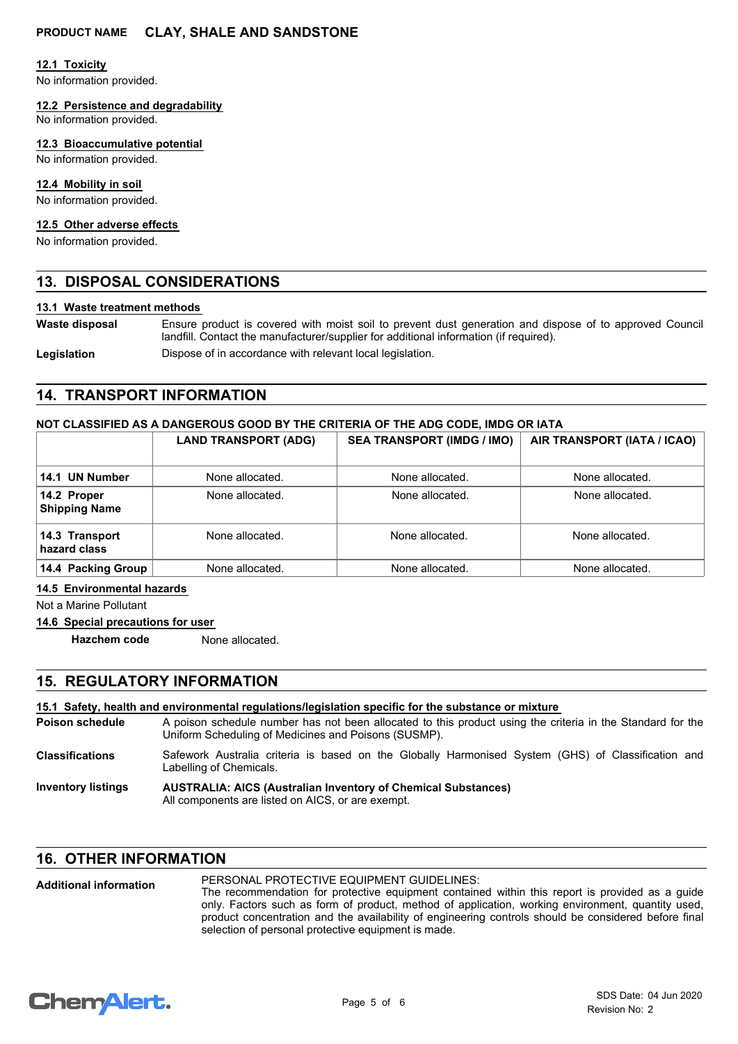### 12.1 Toxicity

No information provided.

### 12.2 Persistence and degradability

No information provided.

### 12.3 Bioaccumulative potential

No information provided.

### 12.4 Mobility in soil

No information provided.

### 12.5 Other adverse effects

No information provided.

## 13. DISPOSAL CONSIDERATIONS

### 13.1 Waste treatment methods

**Waste disposal** Ensure product is covered with moist soil to prevent dust generation and dispose of to approved Council landfill. Contact the manufacturer/supplier for additional information (if required).

**Legislation** Dispose of in accordance with relevant local legislation.

## 14. TRANSPORT INFORMATION

**NOT CLASSIFIED AS A DANGEROUS GOOD BY THE CRITERIA OF THE ADG CODE, IMDG OR IATA**

| | LAND TRANSPORT (ADG) | SEA TRANSPORT (IMDG / IMO) | AIR TRANSPORT (IATA / ICAO) |
|---|---|---|---|
| **14.1 UN Number** | None allocated. | None allocated. | None allocated. |
| **14.2 Proper Shipping Name** | None allocated. | None allocated. | None allocated. |
| **14.3 Transport hazard class** | None allocated. | None allocated. | None allocated. |
| **14.4 Packing Group** | None allocated. | None allocated. | None allocated. |

### 14.5 Environmental hazards

Not a Marine Pollutant

### 14.6 Special precautions for user

**Hazchem code** None allocated.

## 15. REGULATORY INFORMATION

### 15.1 Safety, health and environmental regulations/legislation specific for the substance or mixture

**Poison schedule** A poison schedule number has not been allocated to this product using the criteria in the Standard for the Uniform Scheduling of Medicines and Poisons (SUSMP).

**Classifications** Safework Australia criteria is based on the Globally Harmonised System (GHS) of Classification and Labelling of Chemicals.

**Inventory listings** **AUSTRALIA: AICS (Australian Inventory of Chemical Substances)**
All components are listed on AICS, or are exempt.

## 16. OTHER INFORMATION

**Additional information** PERSONAL PROTECTIVE EQUIPMENT GUIDELINES:
The recommendation for protective equipment contained within this report is provided as a guide only. Factors such as form of product, method of application, working environment, quantity used, product concentration and the availability of engineering controls should be considered before final selection of personal protective equipment is made.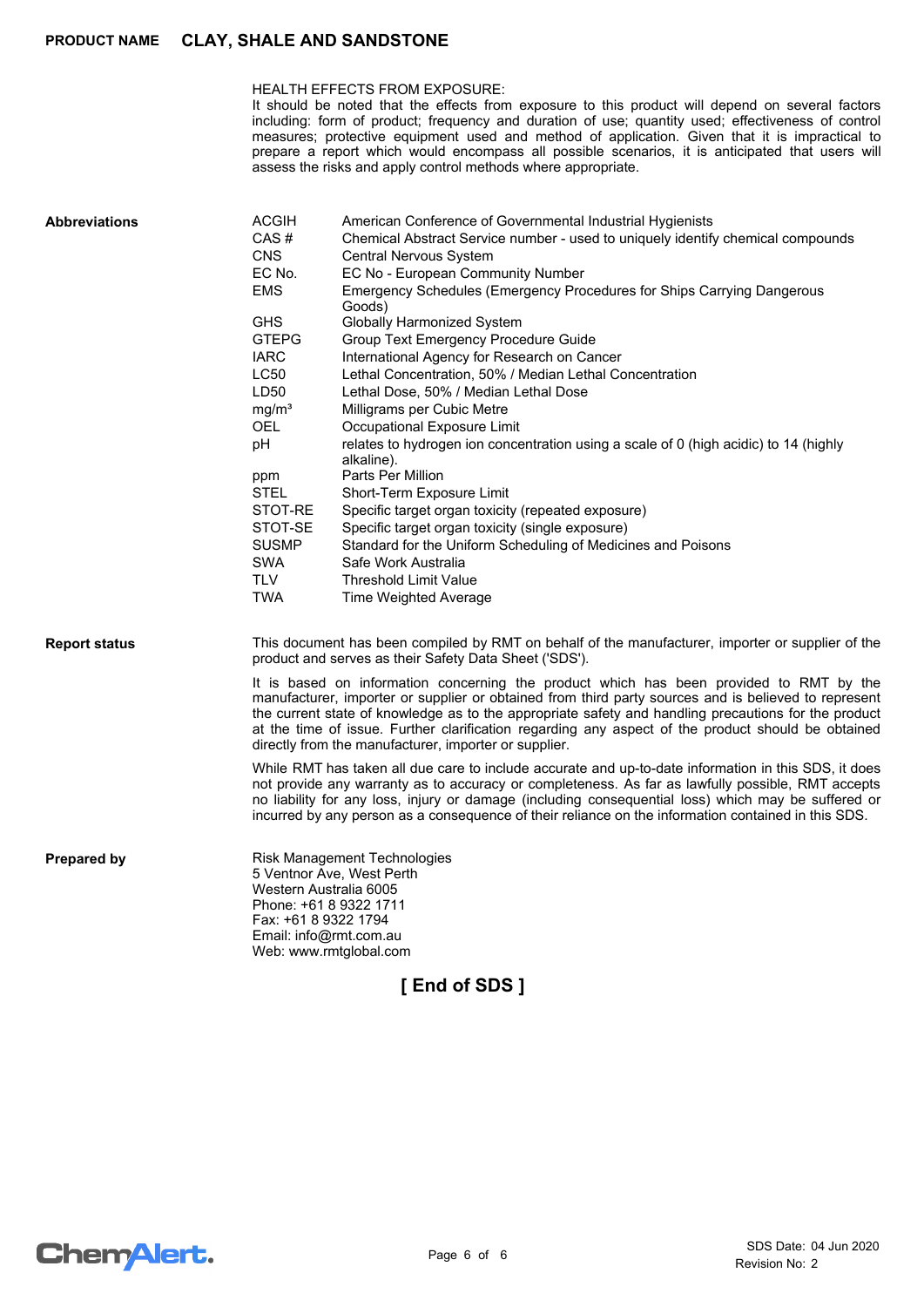HEALTH EFFECTS FROM EXPOSURE:
It should be noted that the effects from exposure to this product will depend on several factors including: form of product; frequency and duration of use; quantity used; effectiveness of control measures; protective equipment used and method of application. Given that it is impractical to prepare a report which would encompass all possible scenarios, it is anticipated that users will assess the risks and apply control methods where appropriate.

**Abbreviations**

| | |
|---|---|
| ACGIH | American Conference of Governmental Industrial Hygienists |
| CAS # | Chemical Abstract Service number - used to uniquely identify chemical compounds |
| CNS | Central Nervous System |
| EC No. | EC No - European Community Number |
| EMS | Emergency Schedules (Emergency Procedures for Ships Carrying Dangerous Goods) |
| GHS | Globally Harmonized System |
| GTEPG | Group Text Emergency Procedure Guide |
| IARC | International Agency for Research on Cancer |
| LC50 | Lethal Concentration, 50% / Median Lethal Concentration |
| LD50 | Lethal Dose, 50% / Median Lethal Dose |
| mg/m³ | Milligrams per Cubic Metre |
| OEL | Occupational Exposure Limit |
| pH | relates to hydrogen ion concentration using a scale of 0 (high acidic) to 14 (highly alkaline). |
| ppm | Parts Per Million |
| STEL | Short-Term Exposure Limit |
| STOT-RE | Specific target organ toxicity (repeated exposure) |
| STOT-SE | Specific target organ toxicity (single exposure) |
| SUSMP | Standard for the Uniform Scheduling of Medicines and Poisons |
| SWA | Safe Work Australia |
| TLV | Threshold Limit Value |
| TWA | Time Weighted Average |

**Report status**

This document has been compiled by RMT on behalf of the manufacturer, importer or supplier of the product and serves as their Safety Data Sheet ('SDS').

It is based on information concerning the product which has been provided to RMT by the manufacturer, importer or supplier or obtained from third party sources and is believed to represent the current state of knowledge as to the appropriate safety and handling precautions for the product at the time of issue. Further clarification regarding any aspect of the product should be obtained directly from the manufacturer, importer or supplier.

While RMT has taken all due care to include accurate and up-to-date information in this SDS, it does not provide any warranty as to accuracy or completeness. As far as lawfully possible, RMT accepts no liability for any loss, injury or damage (including consequential loss) which may be suffered or incurred by any person as a consequence of their reliance on the information contained in this SDS.

**Prepared by**

Risk Management Technologies
5 Ventnor Ave, West Perth
Western Australia 6005
Phone: +61 8 9322 1711
Fax: +61 8 9322 1794
Email: info@rmt.com.au
Web: www.rmtglobal.com

**[ End of SDS ]**